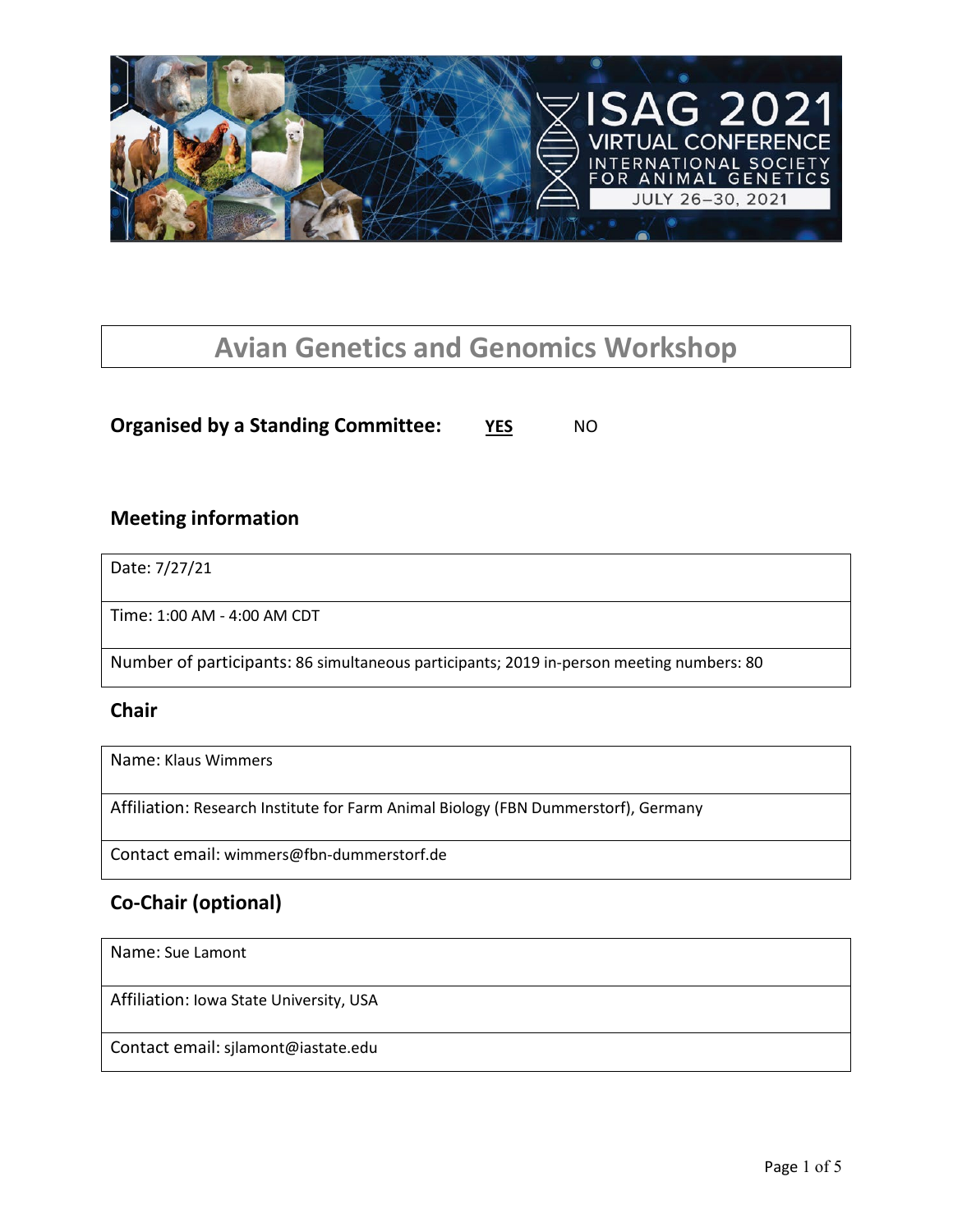# Avian Genetics and Genomics Workshop

**Organised by a Standing Committee:** **YES** NO

## Meeting information

| Date: 7/27/21 |
|---|
| Time: 1:00 AM - 4:00 AM CDT |
| Number of participants: 86 simultaneous participants; 2019 in-person meeting numbers: 80 |

## Chair

| Name: Klaus Wimmers |
|---|
| Affiliation: Research Institute for Farm Animal Biology (FBN Dummerstorf), Germany |
| Contact email: wimmers@fbn-dummerstorf.de |

## Co-Chair (optional)

| Name: Sue Lamont |
|---|
| Affiliation: Iowa State University, USA |
| Contact email: sjlamont@iastate.edu |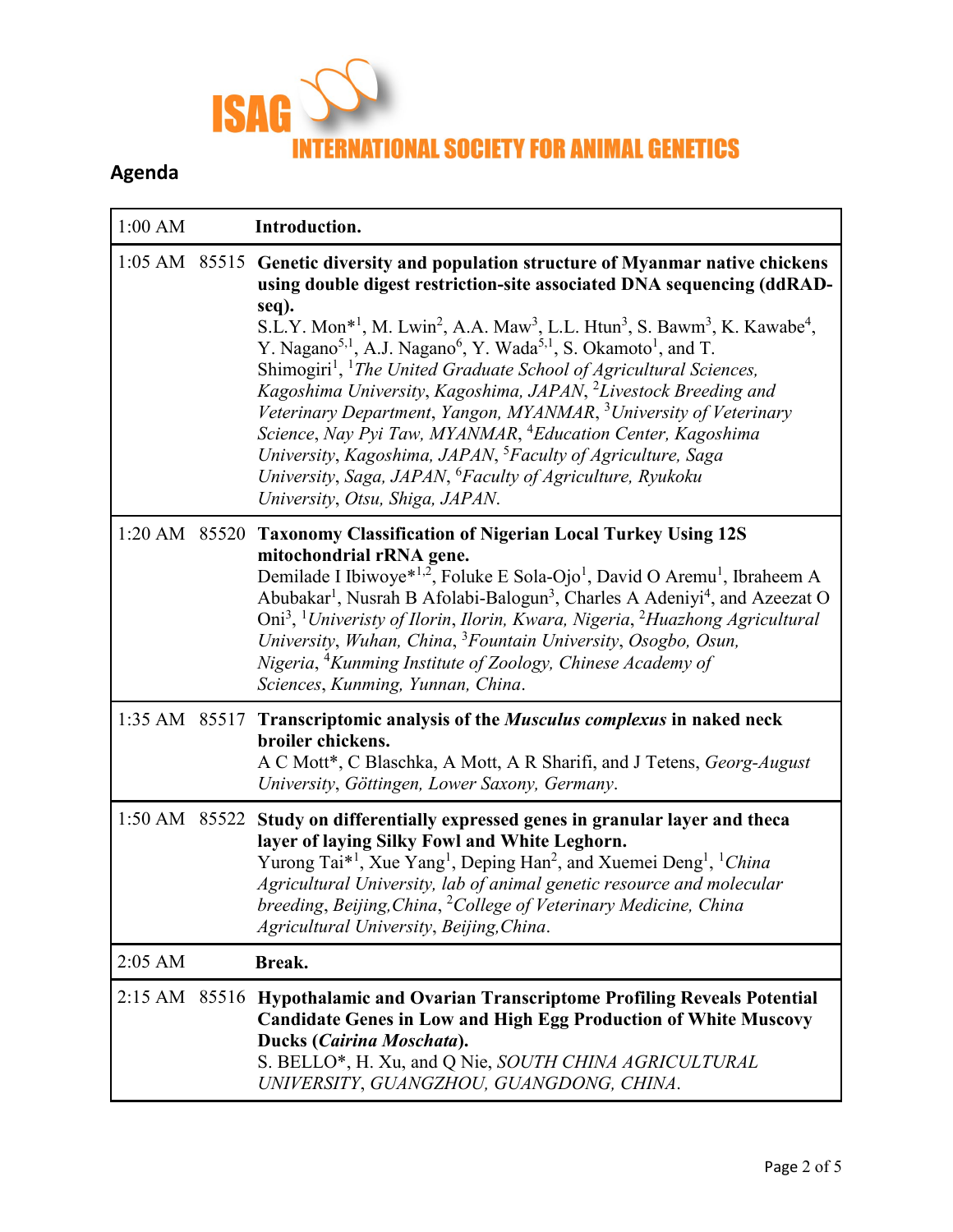ISAG

INTERNATIONAL SOCIETY FOR ANIMAL GENETICS

## Agenda

| Time | ID | Session |
| --- | --- | --- |
| 1:00 AM | | **Introduction.** |
| 1:05 AM | 85515 | **Genetic diversity and population structure of Myanmar native chickens using double digest restriction-site associated DNA sequencing (ddRAD-seq).** S.L.Y. Mon*[1], M. Lwin[2], A.A. Maw[3], L.L. Htun[3], S. Bawm[3], K. Kawabe[4], Y. Nagano[5,1], A.J. Nagano[6], Y. Wada[5,1], S. Okamoto[1], and T. Shimogiri[1], [1]*The United Graduate School of Agricultural Sciences, Kagoshima University, Kagoshima, JAPAN*, [2]*Livestock Breeding and Veterinary Department, Yangon, MYANMAR*, [3]*University of Veterinary Science, Nay Pyi Taw, MYANMAR*, [4]*Education Center, Kagoshima University, Kagoshima, JAPAN*, [5]*Faculty of Agriculture, Saga University, Saga, JAPAN*, [6]*Faculty of Agriculture, Ryukoku University, Otsu, Shiga, JAPAN*. |
| 1:20 AM | 85520 | **Taxonomy Classification of Nigerian Local Turkey Using 12S mitochondrial rRNA gene.** Demilade I Ibiwoye*[1,2], Foluke E Sola-Ojo[1], David O Aremu[1], Ibraheem A Abubakar[1], Nusrah B Afolabi-Balogun[3], Charles A Adeniyi[4], and Azeezat O Oni[3], [1]*Univeristy of Ilorin, Ilorin, Kwara, Nigeria*, [2]*Huazhong Agricultural University, Wuhan, China*, [3]*Fountain University, Osogbo, Osun, Nigeria*, [4]*Kunming Institute of Zoology, Chinese Academy of Sciences, Kunming, Yunnan, China*. |
| 1:35 AM | 85517 | **Transcriptomic analysis of the *Musculus complexus* in naked neck broiler chickens.** A C Mott*, C Blaschka, A Mott, A R Sharifi, and J Tetens, *Georg-August University, Göttingen, Lower Saxony, Germany*. |
| 1:50 AM | 85522 | **Study on differentially expressed genes in granular layer and theca layer of laying Silky Fowl and White Leghorn.** Yurong Tai*[1], Xue Yang[1], Deping Han[2], and Xuemei Deng[1], [1]*China Agricultural University, lab of animal genetic resource and molecular breeding, Beijing,China*, [2]*College of Veterinary Medicine, China Agricultural University, Beijing,China*. |
| 2:05 AM | | **Break.** |
| 2:15 AM | 85516 | **Hypothalamic and Ovarian Transcriptome Profiling Reveals Potential Candidate Genes in Low and High Egg Production of White Muscovy Ducks (*Cairina Moschata*).** S. BELLO*, H. Xu, and Q Nie, *SOUTH CHINA AGRICULTURAL UNIVERSITY, GUANGZHOU, GUANGDONG, CHINA*. |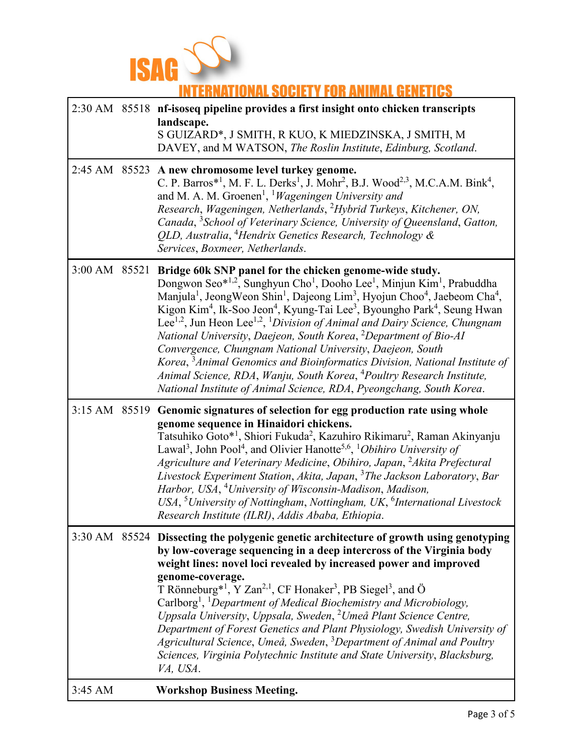| | | |
|---|---|---|
| 2:30 AM | 85518 | **nf-isoseq pipeline provides a first insight onto chicken transcripts landscape.** S GUIZARD*, J SMITH, R KUO, K MIEDZINSKA, J SMITH, M DAVEY, and M WATSON, *The Roslin Institute*, *Edinburg, Scotland*. |
| 2:45 AM | 85523 | **A new chromosome level turkey genome.** C. P. Barros*[1], M. F. L. Derks[1], J. Mohr[2], B.J. Wood[2,3], M.C.A.M. Bink[4], and M. A. M. Groenen[1], [1]*Wageningen University and Research*, *Wageningen, Netherlands*, [2]*Hybrid Turkeys*, *Kitchener, ON, Canada*, [3]*School of Veterinary Science, University of Queensland*, *Gatton, QLD, Australia*, [4]*Hendrix Genetics Research, Technology & Services*, *Boxmeer, Netherlands*. |
| 3:00 AM | 85521 | **Bridge 60k SNP panel for the chicken genome-wide study.** Dongwon Seo*[1,2], Sunghyun Cho[1], Dooho Lee[1], Minjun Kim[1], Prabuddha Manjula[1], JeongWeon Shin[1], Dajeong Lim[3], Hyojun Choo[4], Jaebeom Cha[4], Kigon Kim[4], Ik-Soo Jeon[4], Kyung-Tai Lee[3], Byoungho Park[4], Seung Hwan Lee[1,2], Jun Heon Lee[1,2], [1]*Division of Animal and Dairy Science, Chungnam National University*, *Daejeon, South Korea*, [2]*Department of Bio-AI Convergence, Chungnam National University*, *Daejeon, South Korea*, [3]*Animal Genomics and Bioinformatics Division, National Institute of Animal Science, RDA*, *Wanju, South Korea*, [4]*Poultry Research Institute, National Institute of Animal Science, RDA*, *Pyeongchang, South Korea*. |
| 3:15 AM | 85519 | **Genomic signatures of selection for egg production rate using whole genome sequence in Hinaidori chickens.** Tatsuhiko Goto*[1], Shiori Fukuda[2], Kazuhiro Rikimaru[2], Raman Akinyanju Lawal[3], John Pool[4], and Olivier Hanotte[5,6], [1]*Obihiro University of Agriculture and Veterinary Medicine*, *Obihiro, Japan*, [2]*Akita Prefectural Livestock Experiment Station*, *Akita, Japan*, [3]*The Jackson Laboratory*, *Bar Harbor, USA*, [4]*University of Wisconsin-Madison*, *Madison, USA*, [5]*University of Nottingham*, *Nottingham, UK*, [6]*International Livestock Research Institute (ILRI)*, *Addis Ababa, Ethiopia*. |
| 3:30 AM | 85524 | **Dissecting the polygenic genetic architecture of growth using genotyping by low-coverage sequencing in a deep intercross of the Virginia body weight lines: novel loci revealed by increased power and improved genome-coverage.** T Rönneburg*[1], Y Zan[2,1], CF Honaker[3], PB Siegel[3], and Ö Carlborg[1], [1]*Department of Medical Biochemistry and Microbiology, Uppsala University*, *Uppsala, Sweden*, [2]*Umeå Plant Science Centre, Department of Forest Genetics and Plant Physiology, Swedish University of Agricultural Science*, *Umeå, Sweden*, [3]*Department of Animal and Poultry Sciences, Virginia Polytechnic Institute and State University*, *Blacksburg, VA, USA*. |
| 3:45 AM | | **Workshop Business Meeting.** |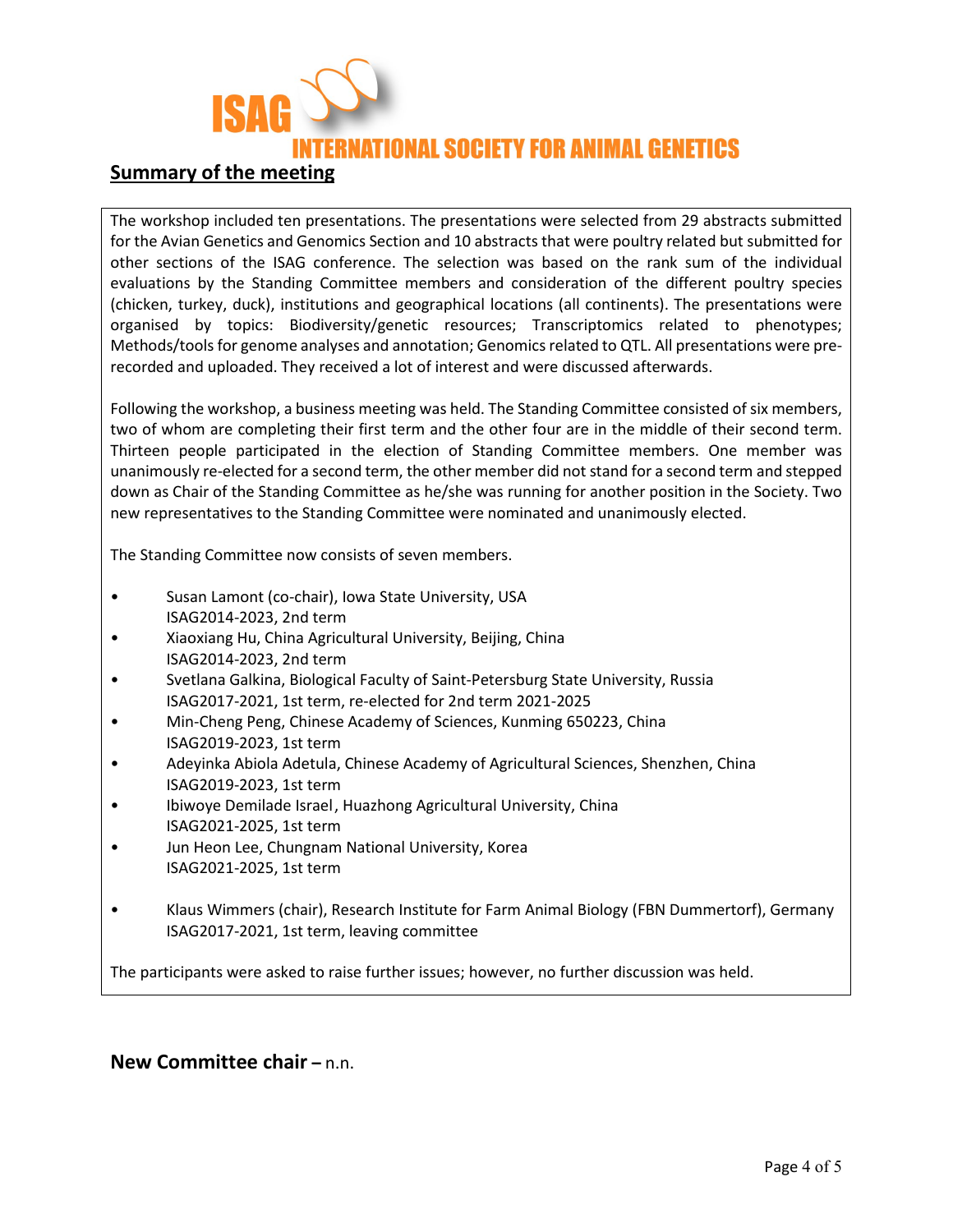## Summary of the meeting

The workshop included ten presentations. The presentations were selected from 29 abstracts submitted for the Avian Genetics and Genomics Section and 10 abstracts that were poultry related but submitted for other sections of the ISAG conference. The selection was based on the rank sum of the individual evaluations by the Standing Committee members and consideration of the different poultry species (chicken, turkey, duck), institutions and geographical locations (all continents). The presentations were organised by topics: Biodiversity/genetic resources; Transcriptomics related to phenotypes; Methods/tools for genome analyses and annotation; Genomics related to QTL. All presentations were pre-recorded and uploaded. They received a lot of interest and were discussed afterwards.

Following the workshop, a business meeting was held. The Standing Committee consisted of six members, two of whom are completing their first term and the other four are in the middle of their second term. Thirteen people participated in the election of Standing Committee members. One member was unanimously re-elected for a second term, the other member did not stand for a second term and stepped down as Chair of the Standing Committee as he/she was running for another position in the Society. Two new representatives to the Standing Committee were nominated and unanimously elected.

The Standing Committee now consists of seven members.

- Susan Lamont (co-chair), Iowa State University, USA
  ISAG2014-2023, 2nd term
- Xiaoxiang Hu, China Agricultural University, Beijing, China
  ISAG2014-2023, 2nd term
- Svetlana Galkina, Biological Faculty of Saint-Petersburg State University, Russia
  ISAG2017-2021, 1st term, re-elected for 2nd term 2021-2025
- Min-Cheng Peng, Chinese Academy of Sciences, Kunming 650223, China
  ISAG2019-2023, 1st term
- Adeyinka Abiola Adetula, Chinese Academy of Agricultural Sciences, Shenzhen, China
  ISAG2019-2023, 1st term
- Ibiwoye Demilade Israel, Huazhong Agricultural University, China
  ISAG2021-2025, 1st term
- Jun Heon Lee, Chungnam National University, Korea
  ISAG2021-2025, 1st term

- Klaus Wimmers (chair), Research Institute for Farm Animal Biology (FBN Dummertorf), Germany
  ISAG2017-2021, 1st term, leaving committee

The participants were asked to raise further issues; however, no further discussion was held.

**New Committee chair –** n.n.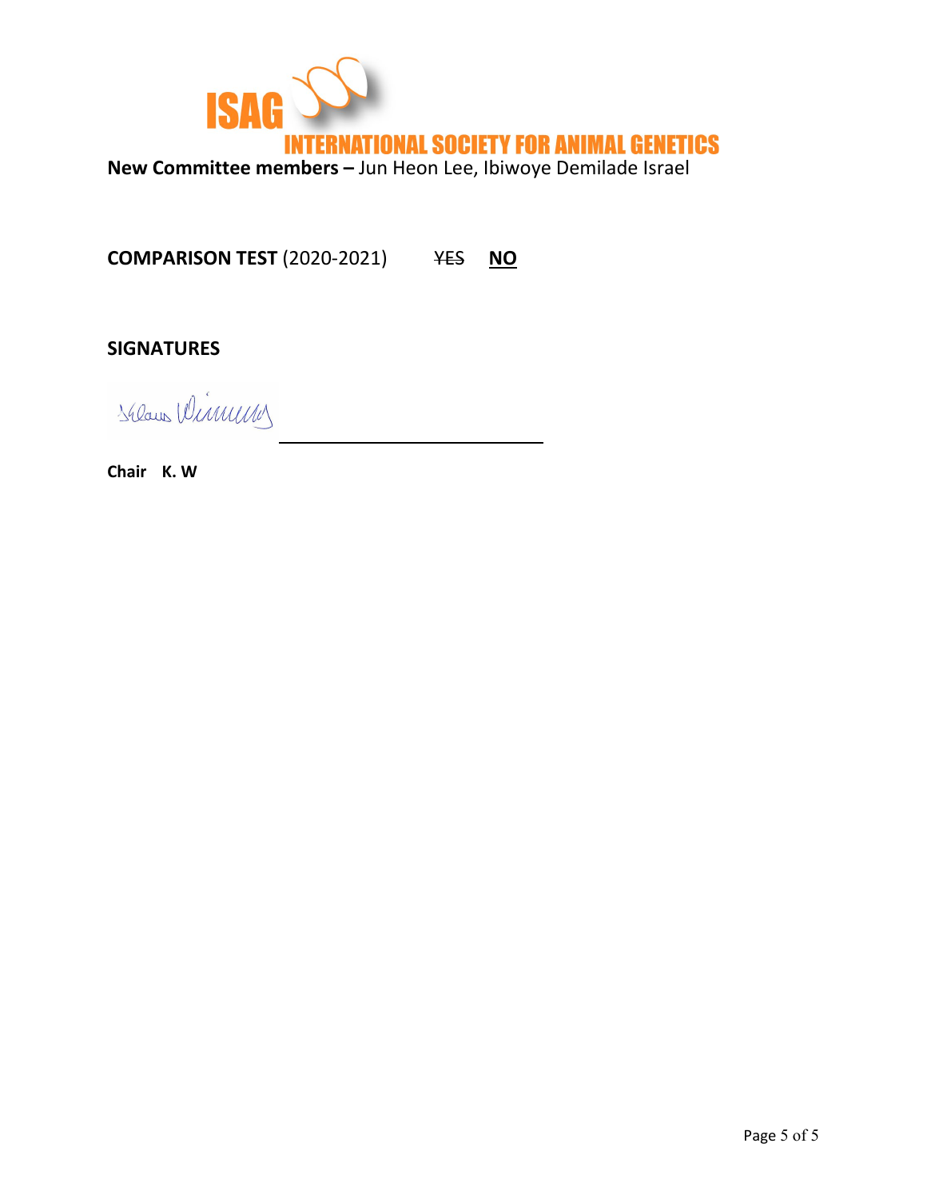ISAG

INTERNATIONAL SOCIETY FOR ANIMAL GENETICS

**New Committee members –** Jun Heon Lee, Ibiwoye Demilade Israel

**COMPARISON TEST** (2020-2021) ~~YES~~ **NO**

**SIGNATURES**

**Chair K. W**